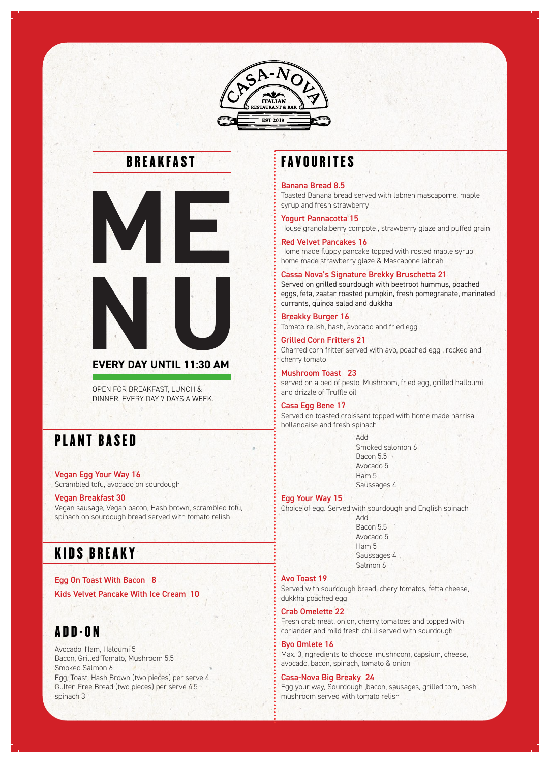CASA-NOVA
ITALIAN RESTAURANT & BAR
EST 2019

## BREAKFAST

# MENU

**EVERY DAY UNTIL 11:30 AM**

OPEN FOR BREAKFAST, LUNCH & DINNER. EVERY DAY 7 DAYS A WEEK.

## PLANT BASED

**Vegan Egg Your Way 16**
Scrambled tofu, avocado on sourdough

**Vegan Breakfast 30**
Vegan sausage, Vegan bacon, Hash brown, scrambled tofu, spinach on sourdough bread served with tomato relish

## KIDS BREAKY

**Egg On Toast With Bacon 8**

**Kids Velvet Pancake With Ice Cream 10**

## ADD-ON

Avocado, Ham, Haloumi 5
Bacon, Grilled Tomato, Mushroom 5.5
Smoked Salmon 6
Egg, Toast, Hash Brown (two pieces) per serve 4
Gulten Free Bread (two pieces) per serve 4.5
spinach 3

## FAVOURITES

**Banana Bread 8.5**
Toasted Banana bread served with labneh mascaporne, maple syrup and fresh strawberry

**Yogurt Pannacotta 15**
House granola,berry compote , strawberry glaze and puffed grain

**Red Velvet Pancakes 16**
Home made fluppy pancake topped with rosted maple syrup home made strawberry glaze & Mascapone labnah

**Cassa Nova's Signature Brekky Bruschetta 21**
Served on grilled sourdough with beetroot hummus, poached eggs, feta, zaatar roasted pumpkin, fresh pomegranate, marinated currants, quinoa salad and dukkha

**Breakky Burger 16**
Tomato relish, hash, avocado and fried egg

**Grilled Corn Fritters 21**
Charred corn fritter served with avo, poached egg , rocked and cherry tomato

**Mushroom Toast 23**
served on a bed of pesto, Mushroom, fried egg, grilled halloumi and drizzle of Truffle oil

**Casa Egg Bene 17**
Served on toasted croissant topped with home made harrisa hollandaise and fresh spinach

Add
Smoked salomon 6
Bacon 5.5
Avocado 5
Ham 5
Saussages 4

**Egg Your Way 15**
Choice of egg. Served with sourdough and English spinach

Add
Bacon 5.5
Avocado 5
Ham 5
Saussages 4
Salmon 6

**Avo Toast 19**
Served with sourdough bread, chery tomatos, fetta cheese, dukkha poached egg

**Crab Omelette 22**
Fresh crab meat, onion, cherry tomatoes and topped with coriander and mild fresh chilli served with sourdough

**Byo Omlete 16**
Max. 3 ingredients to choose: mushroom, capsium, cheese, avocado, bacon, spinach, tomato & onion

**Casa-Nova Big Breaky 24**
Egg your way, Sourdough ,bacon, sausages, grilled tom, hash mushroom served with tomato relish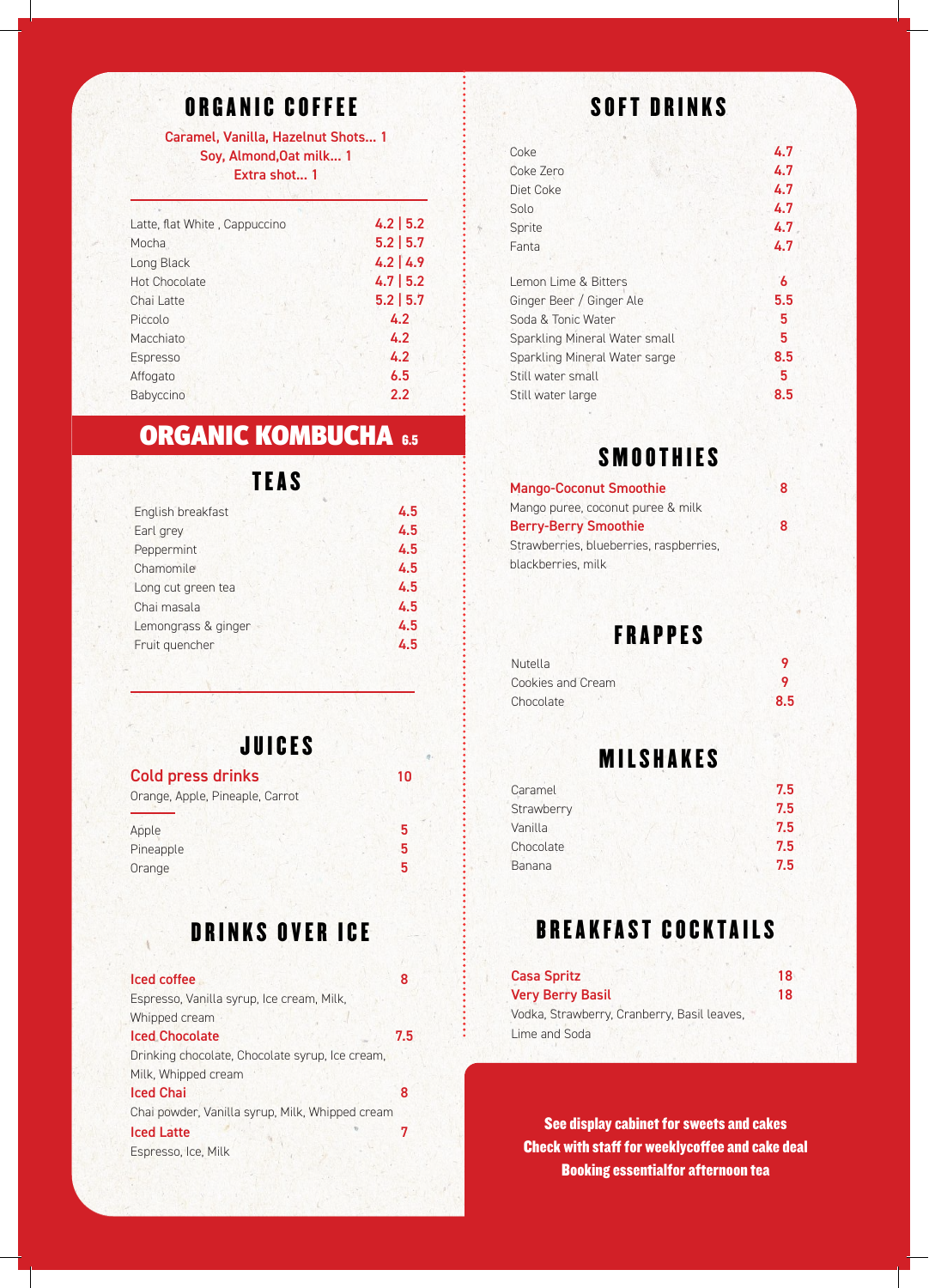## ORGANIC COFFEE

Caramel, Vanilla, Hazelnut Shots... 1
Soy, Almond,Oat milk... 1
Extra shot... 1

| | |
|---|---|
| Latte, flat White , Cappuccino | 4.2 \| 5.2 |
| Mocha | 5.2 \| 5.7 |
| Long Black | 4.2 \| 4.9 |
| Hot Chocolate | 4.7 \| 5.2 |
| Chai Latte | 5.2 \| 5.7 |
| Piccolo | 4.2 |
| Macchiato | 4.2 |
| Espresso | 4.2 |
| Affogato | 6.5 |
| Babyccino | 2.2 |

## ORGANIC KOMBUCHA 6.5

## TEAS

| | |
|---|---|
| English breakfast | 4.5 |
| Earl grey | 4.5 |
| Peppermint | 4.5 |
| Chamomile | 4.5 |
| Long cut green tea | 4.5 |
| Chai masala | 4.5 |
| Lemongrass & ginger | 4.5 |
| Fruit quencher | 4.5 |

## JUICES

**Cold press drinks** 10
Orange, Apple, Pineaple, Carrot

| | |
|---|---|
| Apple | 5 |
| Pineapple | 5 |
| Orange | 5 |

## DRINKS OVER ICE

**Iced coffee** 8
Espresso, Vanilla syrup, Ice cream, Milk, Whipped cream

**Iced Chocolate** 7.5
Drinking chocolate, Chocolate syrup, Ice cream, Milk, Whipped cream

**Iced Chai** 8
Chai powder, Vanilla syrup, Milk, Whipped cream

**Iced Latte** 7
Espresso, Ice, Milk

## SOFT DRINKS

| | |
|---|---|
| Coke | 4.7 |
| Coke Zero | 4.7 |
| Diet Coke | 4.7 |
| Solo | 4.7 |
| Sprite | 4.7 |
| Fanta | 4.7 |
| Lemon Lime & Bitters | 6 |
| Ginger Beer / Ginger Ale | 5.5 |
| Soda & Tonic Water | 5 |
| Sparkling Mineral Water small | 5 |
| Sparkling Mineral Water sarge | 8.5 |
| Still water small | 5 |
| Still water large | 8.5 |

## SMOOTHIES

**Mango-Coconut Smoothie** 8
Mango puree, coconut puree & milk

**Berry-Berry Smoothie** 8
Strawberries, blueberries, raspberries, blackberries, milk

## FRAPPES

| | |
|---|---|
| Nutella | 9 |
| Cookies and Cream | 9 |
| Chocolate | 8.5 |

## MILSHAKES

| | |
|---|---|
| Caramel | 7.5 |
| Strawberry | 7.5 |
| Vanilla | 7.5 |
| Chocolate | 7.5 |
| Banana | 7.5 |

## BREAKFAST COCKTAILS

**Casa Spritz** 18

**Very Berry Basil** 18
Vodka, Strawberry, Cranberry, Basil leaves, Lime and Soda

**See display cabinet for sweets and cakes**
**Check with staff for weeklycoffee and cake deal**
**Booking essentialfor afternoon tea**